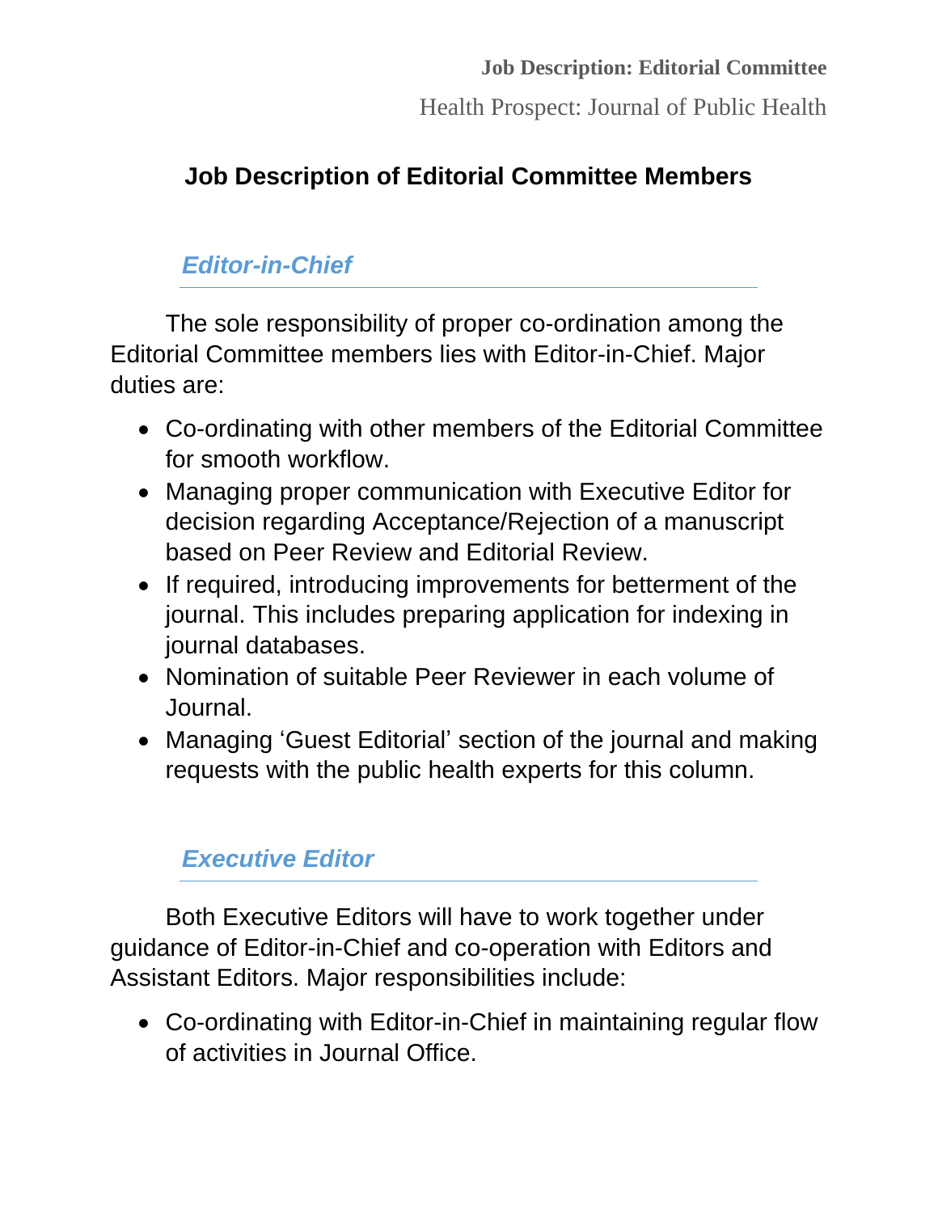# Job Description of Editorial Committee Members

## *Editor-in-Chief*

The sole responsibility of proper co-ordination among the Editorial Committee members lies with Editor-in-Chief. Major duties are:

- Co-ordinating with other members of the Editorial Committee for smooth workflow.
- Managing proper communication with Executive Editor for decision regarding Acceptance/Rejection of a manuscript based on Peer Review and Editorial Review.
- If required, introducing improvements for betterment of the journal. This includes preparing application for indexing in journal databases.
- Nomination of suitable Peer Reviewer in each volume of Journal.
- Managing 'Guest Editorial' section of the journal and making requests with the public health experts for this column.

## *Executive Editor*

Both Executive Editors will have to work together under guidance of Editor-in-Chief and co-operation with Editors and Assistant Editors. Major responsibilities include:

- Co-ordinating with Editor-in-Chief in maintaining regular flow of activities in Journal Office.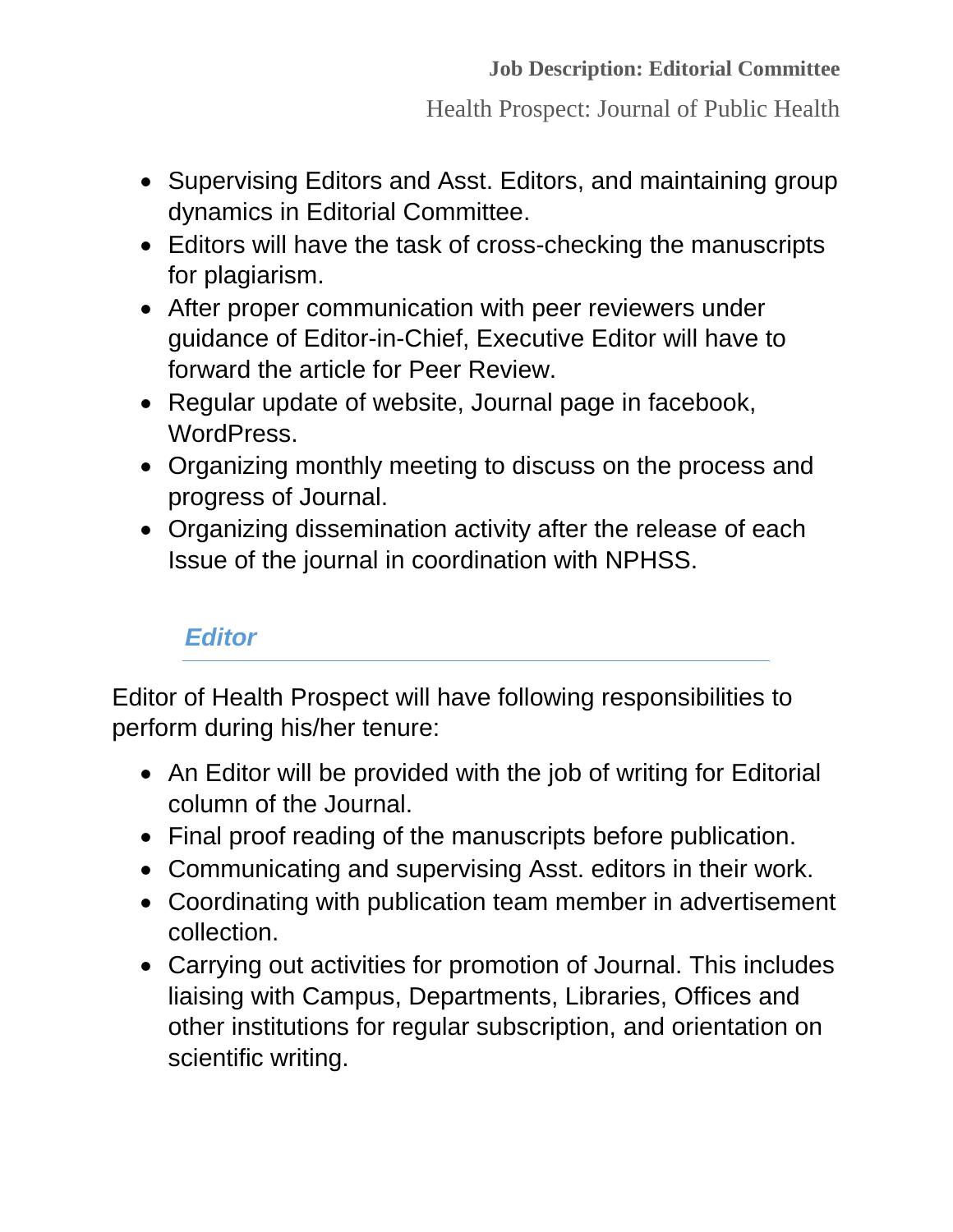- Supervising Editors and Asst. Editors, and maintaining group dynamics in Editorial Committee.
- Editors will have the task of cross-checking the manuscripts for plagiarism.
- After proper communication with peer reviewers under guidance of Editor-in-Chief, Executive Editor will have to forward the article for Peer Review.
- Regular update of website, Journal page in facebook, WordPress.
- Organizing monthly meeting to discuss on the process and progress of Journal.
- Organizing dissemination activity after the release of each Issue of the journal in coordination with NPHSS.

## *Editor*

Editor of Health Prospect will have following responsibilities to perform during his/her tenure:

- An Editor will be provided with the job of writing for Editorial column of the Journal.
- Final proof reading of the manuscripts before publication.
- Communicating and supervising Asst. editors in their work.
- Coordinating with publication team member in advertisement collection.
- Carrying out activities for promotion of Journal. This includes liaising with Campus, Departments, Libraries, Offices and other institutions for regular subscription, and orientation on scientific writing.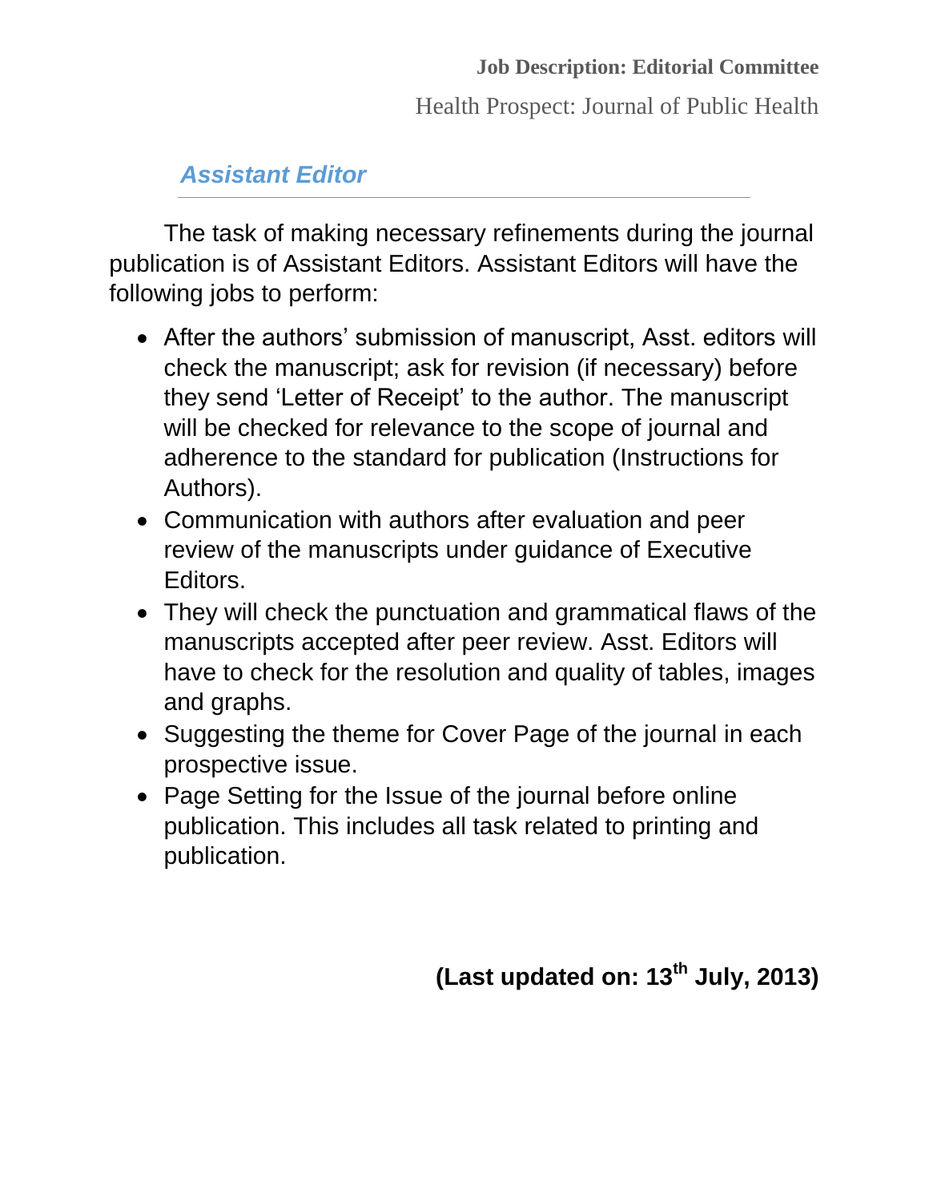## Assistant Editor

The task of making necessary refinements during the journal publication is of Assistant Editors. Assistant Editors will have the following jobs to perform:

- After the authors' submission of manuscript, Asst. editors will check the manuscript; ask for revision (if necessary) before they send 'Letter of Receipt' to the author. The manuscript will be checked for relevance to the scope of journal and adherence to the standard for publication (Instructions for Authors).
- Communication with authors after evaluation and peer review of the manuscripts under guidance of Executive Editors.
- They will check the punctuation and grammatical flaws of the manuscripts accepted after peer review. Asst. Editors will have to check for the resolution and quality of tables, images and graphs.
- Suggesting the theme for Cover Page of the journal in each prospective issue.
- Page Setting for the Issue of the journal before online publication. This includes all task related to printing and publication.

**(Last updated on: 13th July, 2013)**